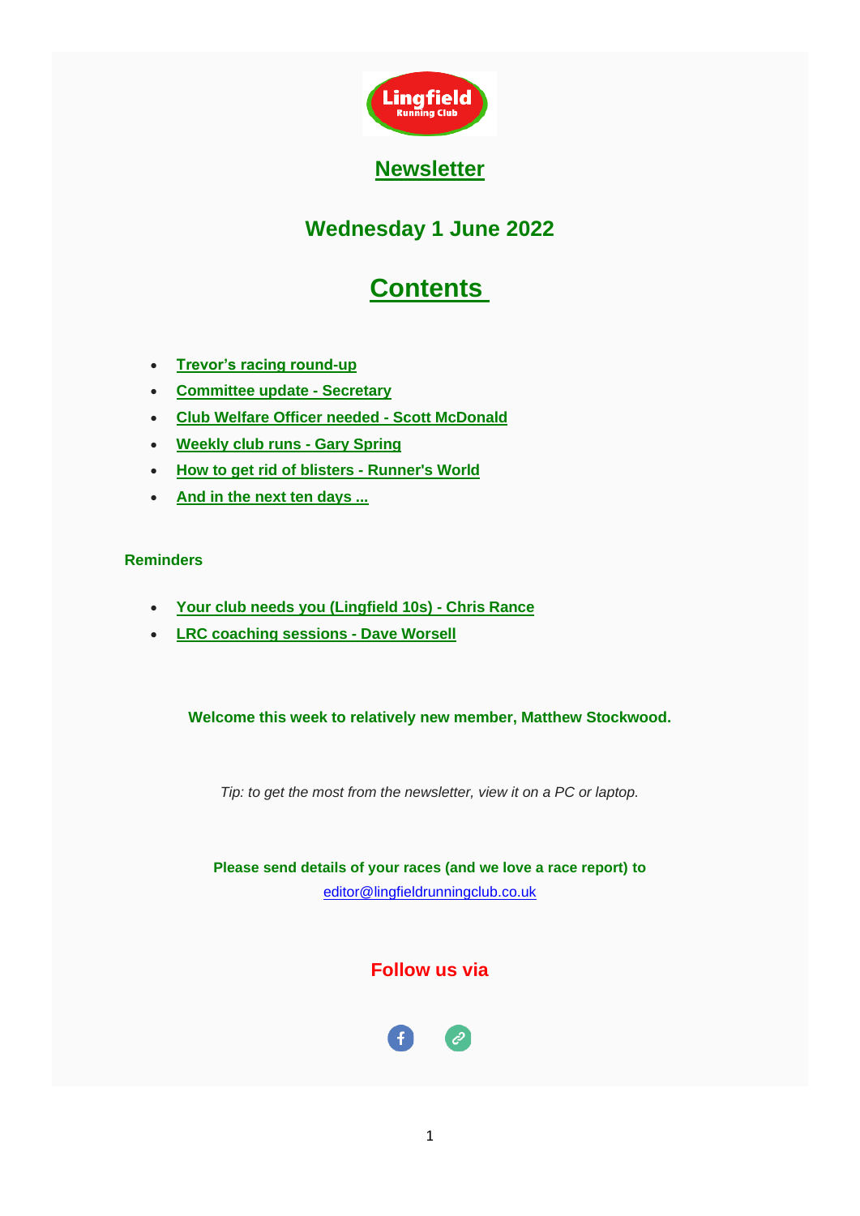# Newsletter

## Wednesday 1 June 2022

## Contents

- Trevor's racing round-up
- Committee update - Secretary
- Club Welfare Officer needed - Scott McDonald
- Weekly club runs - Gary Spring
- How to get rid of blisters - Runner's World
- And in the next ten days ...

**Reminders**

- Your club needs you (Lingfield 10s) - Chris Rance
- LRC coaching sessions - Dave Worsell

**Welcome this week to relatively new member, Matthew Stockwood.**

*Tip: to get the most from the newsletter, view it on a PC or laptop.*

**Please send details of your races (and we love a race report) to**
editor@lingfieldrunningclub.co.uk

**Follow us via**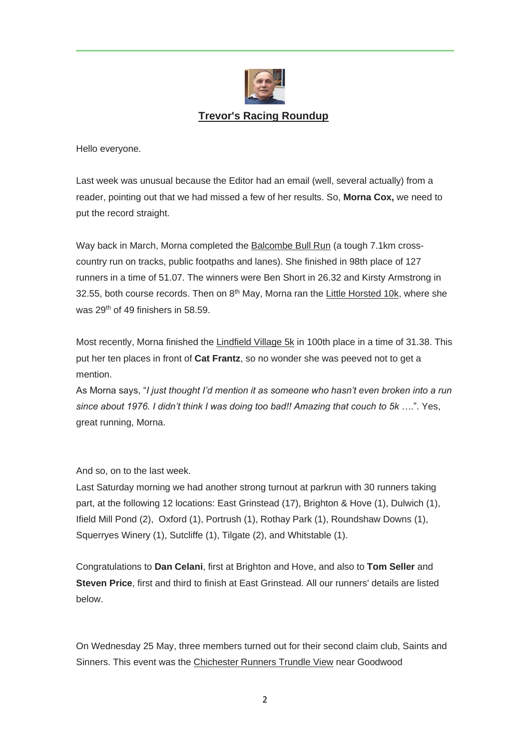## Trevor's Racing Roundup

Hello everyone.

Last week was unusual because the Editor had an email (well, several actually) from a reader, pointing out that we had missed a few of her results. So, **Morna Cox,** we need to put the record straight.

Way back in March, Morna completed the Balcombe Bull Run (a tough 7.1km cross-country run on tracks, public footpaths and lanes). She finished in 98th place of 127 runners in a time of 51.07. The winners were Ben Short in 26.32 and Kirsty Armstrong in 32.55, both course records. Then on 8th May, Morna ran the Little Horsted 10k, where she was 29th of 49 finishers in 58.59.

Most recently, Morna finished the Lindfield Village 5k in 100th place in a time of 31.38. This put her ten places in front of **Cat Frantz**, so no wonder she was peeved not to get a mention.

As Morna says, "*I just thought I'd mention it as someone who hasn't even broken into a run since about 1976. I didn't think I was doing too bad!! Amazing that couch to 5k ….*". Yes, great running, Morna.

And so, on to the last week.

Last Saturday morning we had another strong turnout at parkrun with 30 runners taking part, at the following 12 locations: East Grinstead (17), Brighton & Hove (1), Dulwich (1), Ifield Mill Pond (2), Oxford (1), Portrush (1), Rothay Park (1), Roundshaw Downs (1), Squerryes Winery (1), Sutcliffe (1), Tilgate (2), and Whitstable (1).

Congratulations to **Dan Celani**, first at Brighton and Hove, and also to **Tom Seller** and **Steven Price**, first and third to finish at East Grinstead. All our runners' details are listed below.

On Wednesday 25 May, three members turned out for their second claim club, Saints and Sinners. This event was the Chichester Runners Trundle View near Goodwood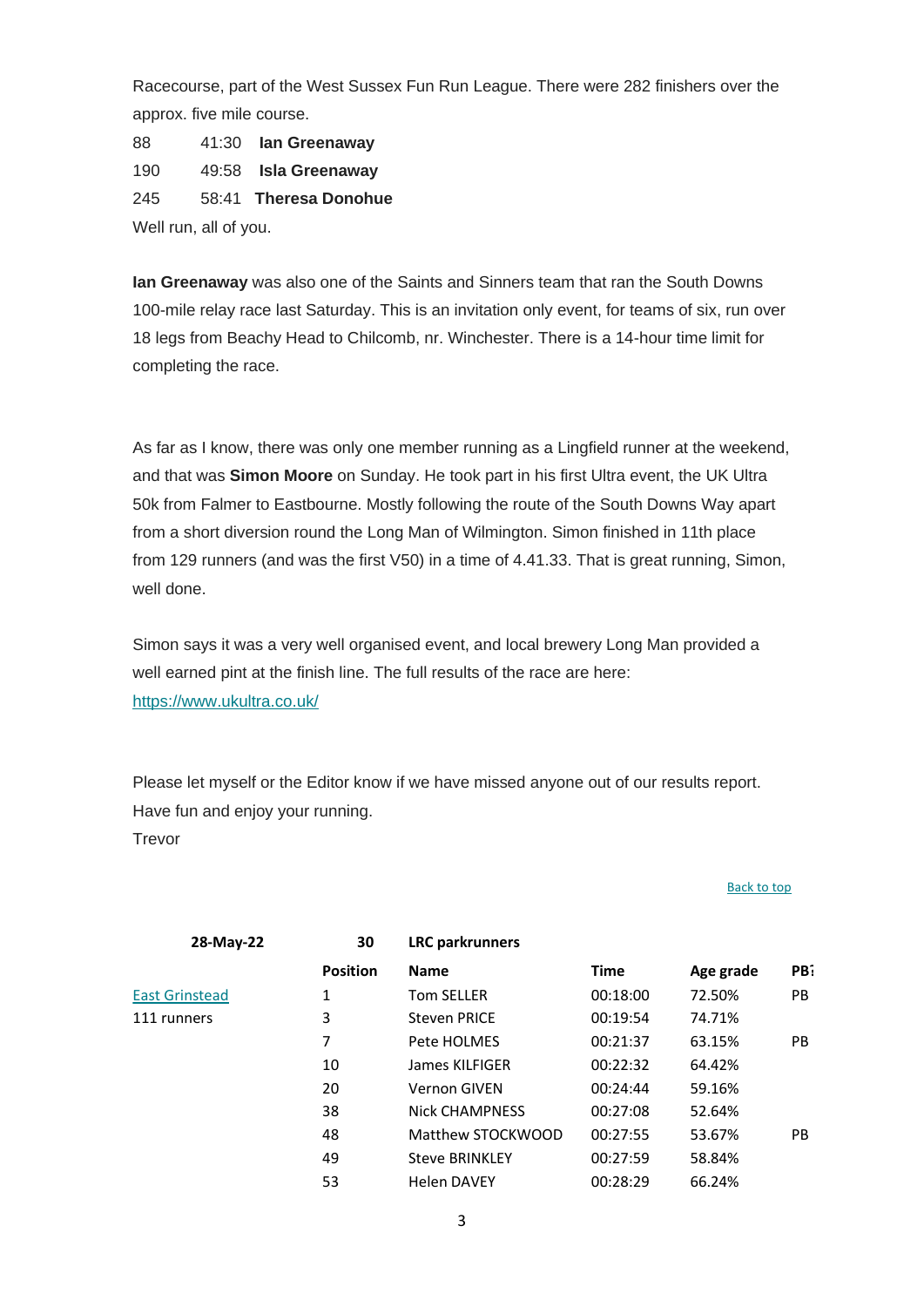Racecourse, part of the West Sussex Fun Run League. There were 282 finishers over the approx. five mile course.

88 41:30 **Ian Greenaway**

190 49:58 **Isla Greenaway**

245 58:41 **Theresa Donohue**

Well run, all of you.

**Ian Greenaway** was also one of the Saints and Sinners team that ran the South Downs 100-mile relay race last Saturday. This is an invitation only event, for teams of six, run over 18 legs from Beachy Head to Chilcomb, nr. Winchester. There is a 14-hour time limit for completing the race.

As far as I know, there was only one member running as a Lingfield runner at the weekend, and that was **Simon Moore** on Sunday. He took part in his first Ultra event, the UK Ultra 50k from Falmer to Eastbourne. Mostly following the route of the South Downs Way apart from a short diversion round the Long Man of Wilmington. Simon finished in 11th place from 129 runners (and was the first V50) in a time of 4.41.33. That is great running, Simon, well done.

Simon says it was a very well organised event, and local brewery Long Man provided a well earned pint at the finish line. The full results of the race are here: [https://www.ukultra.co.uk/](https://www.ukultra.co.uk/)

Please let myself or the Editor know if we have missed anyone out of our results report. Have fun and enjoy your running.

Trevor

[Back to top]()

| **28-May-22** | **30** | **LRC parkrunners** | | | |
|---|---|---|---|---|---|
| | **Position** | **Name** | **Time** | **Age grade** | **PB?** |
| [East Grinstead]() | 1 | Tom SELLER | 00:18:00 | 72.50% | PB |
| 111 runners | 3 | Steven PRICE | 00:19:54 | 74.71% | |
| | 7 | Pete HOLMES | 00:21:37 | 63.15% | PB |
| | 10 | James KILFIGER | 00:22:32 | 64.42% | |
| | 20 | Vernon GIVEN | 00:24:44 | 59.16% | |
| | 38 | Nick CHAMPNESS | 00:27:08 | 52.64% | |
| | 48 | Matthew STOCKWOOD | 00:27:55 | 53.67% | PB |
| | 49 | Steve BRINKLEY | 00:27:59 | 58.84% | |
| | 53 | Helen DAVEY | 00:28:29 | 66.24% | |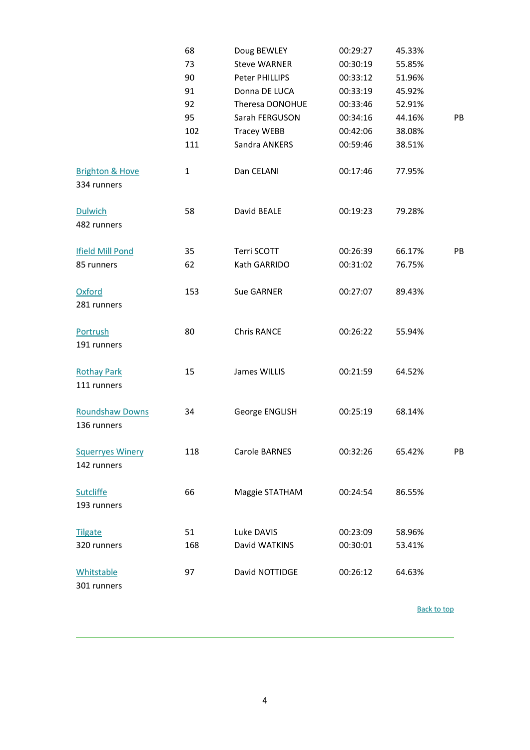| | | | | | |
|---|---|---|---|---|---|
| | 68 | Doug BEWLEY | 00:29:27 | 45.33% | |
| | 73 | Steve WARNER | 00:30:19 | 55.85% | |
| | 90 | Peter PHILLIPS | 00:33:12 | 51.96% | |
| | 91 | Donna DE LUCA | 00:33:19 | 45.92% | |
| | 92 | Theresa DONOHUE | 00:33:46 | 52.91% | |
| | 95 | Sarah FERGUSON | 00:34:16 | 44.16% | PB |
| | 102 | Tracey WEBB | 00:42:06 | 38.08% | |
| | 111 | Sandra ANKERS | 00:59:46 | 38.51% | |
| Brighton & Hove<br>334 runners | 1 | Dan CELANI | 00:17:46 | 77.95% | |
| Dulwich<br>482 runners | 58 | David BEALE | 00:19:23 | 79.28% | |
| Ifield Mill Pond<br>85 runners | 35 | Terri SCOTT | 00:26:39 | 66.17% | PB |
| | 62 | Kath GARRIDO | 00:31:02 | 76.75% | |
| Oxford<br>281 runners | 153 | Sue GARNER | 00:27:07 | 89.43% | |
| Portrush<br>191 runners | 80 | Chris RANCE | 00:26:22 | 55.94% | |
| Rothay Park<br>111 runners | 15 | James WILLIS | 00:21:59 | 64.52% | |
| Roundshaw Downs<br>136 runners | 34 | George ENGLISH | 00:25:19 | 68.14% | |
| Squerryes Winery<br>142 runners | 118 | Carole BARNES | 00:32:26 | 65.42% | PB |
| Sutcliffe<br>193 runners | 66 | Maggie STATHAM | 00:24:54 | 86.55% | |
| Tilgate<br>320 runners | 51 | Luke DAVIS | 00:23:09 | 58.96% | |
| | 168 | David WATKINS | 00:30:01 | 53.41% | |
| Whitstable<br>301 runners | 97 | David NOTTIDGE | 00:26:12 | 64.63% | |

Back to top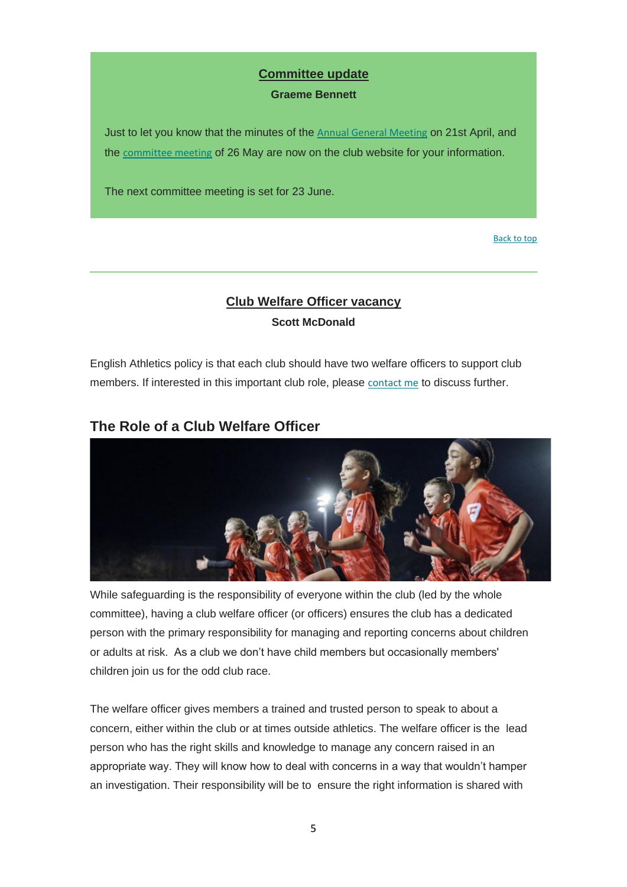## Committee update

**Graeme Bennett**

Just to let you know that the minutes of the Annual General Meeting on 21st April, and the committee meeting of 26 May are now on the club website for your information.

The next committee meeting is set for 23 June.

Back to top

---

## Club Welfare Officer vacancy

**Scott McDonald**

English Athletics policy is that each club should have two welfare officers to support club members. If interested in this important club role, please contact me to discuss further.

### The Role of a Club Welfare Officer

While safeguarding is the responsibility of everyone within the club (led by the whole committee), having a club welfare officer (or officers) ensures the club has a dedicated person with the primary responsibility for managing and reporting concerns about children or adults at risk. As a club we don't have child members but occasionally members' children join us for the odd club race.

The welfare officer gives members a trained and trusted person to speak to about a concern, either within the club or at times outside athletics. The welfare officer is the lead person who has the right skills and knowledge to manage any concern raised in an appropriate way. They will know how to deal with concerns in a way that wouldn't hamper an investigation. Their responsibility will be to ensure the right information is shared with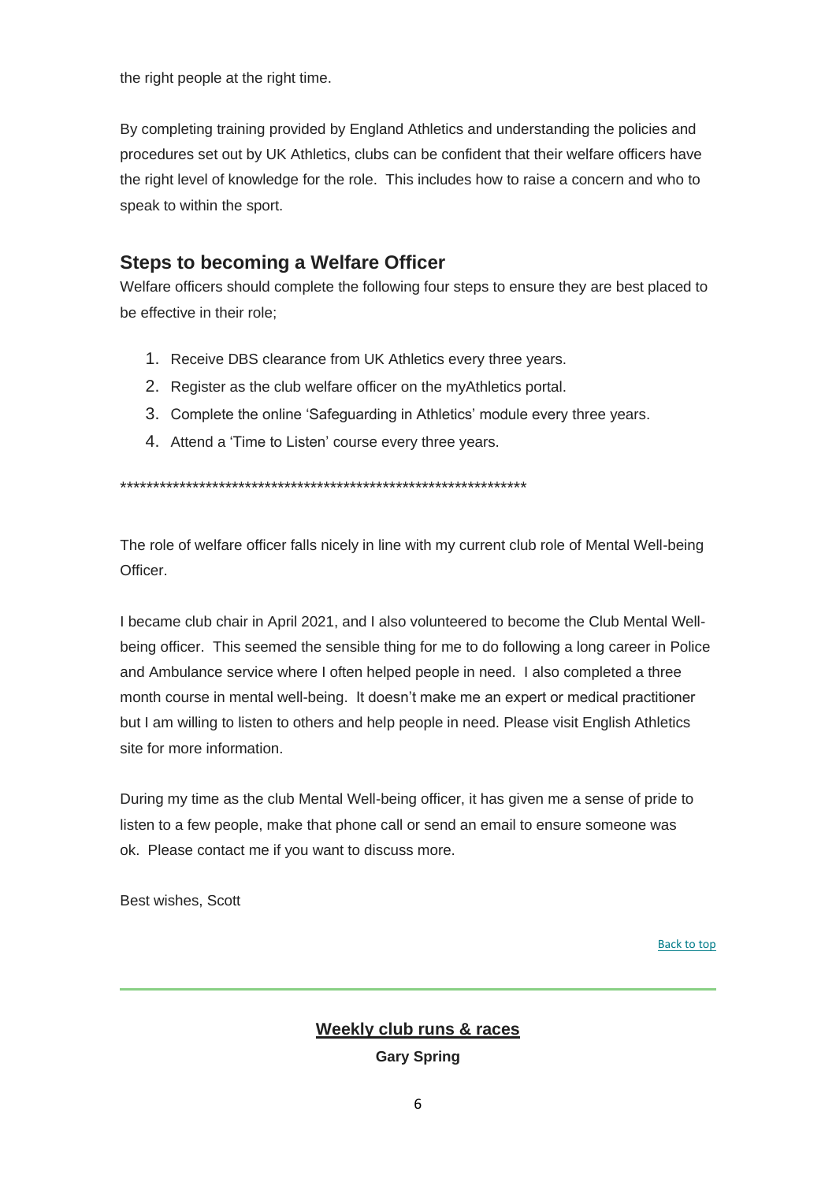the right people at the right time.

By completing training provided by England Athletics and understanding the policies and procedures set out by UK Athletics, clubs can be confident that their welfare officers have the right level of knowledge for the role. This includes how to raise a concern and who to speak to within the sport.

## Steps to becoming a Welfare Officer

Welfare officers should complete the following four steps to ensure they are best placed to be effective in their role;

1. Receive DBS clearance from UK Athletics every three years.
2. Register as the club welfare officer on the myAthletics portal.
3. Complete the online 'Safeguarding in Athletics' module every three years.
4. Attend a 'Time to Listen' course every three years.

\*\*\*\*\*\*\*\*\*\*\*\*\*\*\*\*\*\*\*\*\*\*\*\*\*\*\*\*\*\*\*\*\*\*\*\*\*\*\*\*\*\*\*\*\*\*\*\*\*\*\*\*\*\*\*\*\*\*\*\*\*\*\*\*

The role of welfare officer falls nicely in line with my current club role of Mental Well-being Officer.

I became club chair in April 2021, and I also volunteered to become the Club Mental Well-being officer. This seemed the sensible thing for me to do following a long career in Police and Ambulance service where I often helped people in need. I also completed a three month course in mental well-being. It doesn't make me an expert or medical practitioner but I am willing to listen to others and help people in need. Please visit English Athletics site for more information.

During my time as the club Mental Well-being officer, it has given me a sense of pride to listen to a few people, make that phone call or send an email to ensure someone was ok. Please contact me if you want to discuss more.

Best wishes, Scott

Back to top

---

## Weekly club runs & races

**Gary Spring**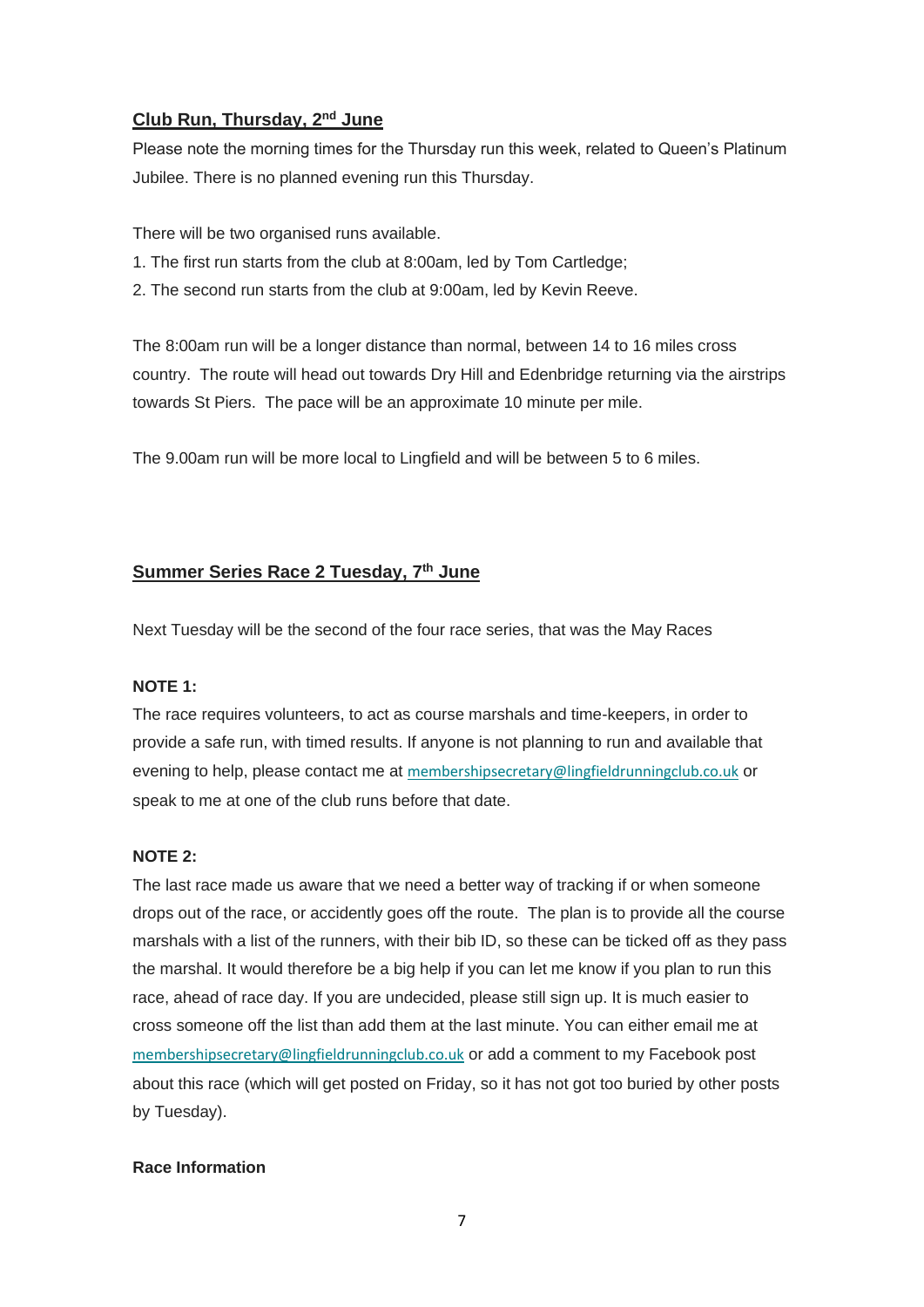## Club Run, Thursday, 2nd June

Please note the morning times for the Thursday run this week, related to Queen's Platinum Jubilee. There is no planned evening run this Thursday.

There will be two organised runs available.

1. The first run starts from the club at 8:00am, led by Tom Cartledge;
2. The second run starts from the club at 9:00am, led by Kevin Reeve.

The 8:00am run will be a longer distance than normal, between 14 to 16 miles cross country. The route will head out towards Dry Hill and Edenbridge returning via the airstrips towards St Piers. The pace will be an approximate 10 minute per mile.

The 9.00am run will be more local to Lingfield and will be between 5 to 6 miles.

## Summer Series Race 2 Tuesday, 7th June

Next Tuesday will be the second of the four race series, that was the May Races

**NOTE 1:**

The race requires volunteers, to act as course marshals and time-keepers, in order to provide a safe run, with timed results. If anyone is not planning to run and available that evening to help, please contact me at membershipsecretary@lingfieldrunningclub.co.uk or speak to me at one of the club runs before that date.

**NOTE 2:**

The last race made us aware that we need a better way of tracking if or when someone drops out of the race, or accidently goes off the route. The plan is to provide all the course marshals with a list of the runners, with their bib ID, so these can be ticked off as they pass the marshal. It would therefore be a big help if you can let me know if you plan to run this race, ahead of race day. If you are undecided, please still sign up. It is much easier to cross someone off the list than add them at the last minute. You can either email me at membershipsecretary@lingfieldrunningclub.co.uk or add a comment to my Facebook post about this race (which will get posted on Friday, so it has not got too buried by other posts by Tuesday).

**Race Information**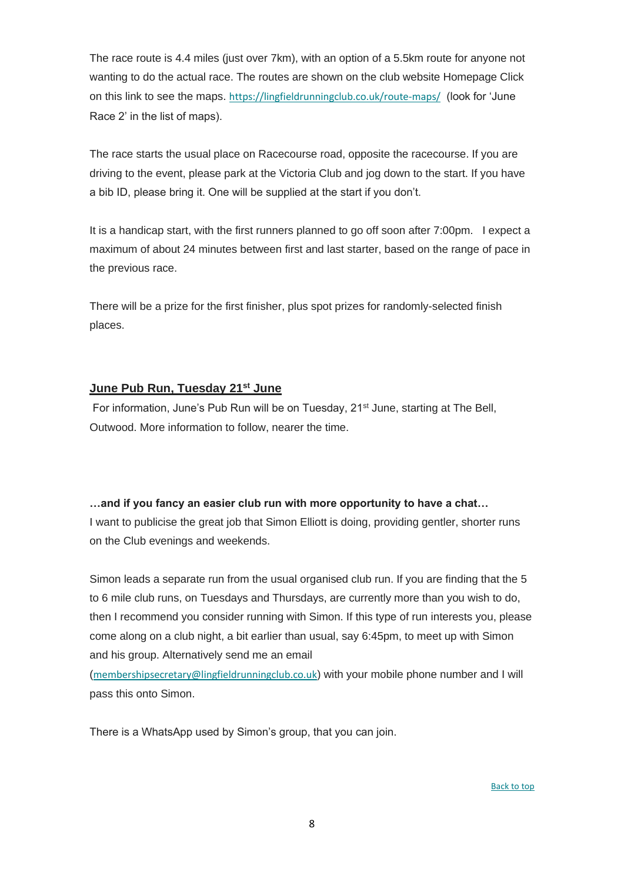The race route is 4.4 miles (just over 7km), with an option of a 5.5km route for anyone not wanting to do the actual race. The routes are shown on the club website Homepage Click on this link to see the maps. https://lingfieldrunningclub.co.uk/route-maps/ (look for 'June Race 2' in the list of maps).

The race starts the usual place on Racecourse road, opposite the racecourse. If you are driving to the event, please park at the Victoria Club and jog down to the start. If you have a bib ID, please bring it. One will be supplied at the start if you don't.

It is a handicap start, with the first runners planned to go off soon after 7:00pm. I expect a maximum of about 24 minutes between first and last starter, based on the range of pace in the previous race.

There will be a prize for the first finisher, plus spot prizes for randomly-selected finish places.

## June Pub Run, Tuesday 21st June

For information, June's Pub Run will be on Tuesday, 21st June, starting at The Bell, Outwood. More information to follow, nearer the time.

**…and if you fancy an easier club run with more opportunity to have a chat…**

I want to publicise the great job that Simon Elliott is doing, providing gentler, shorter runs on the Club evenings and weekends.

Simon leads a separate run from the usual organised club run. If you are finding that the 5 to 6 mile club runs, on Tuesdays and Thursdays, are currently more than you wish to do, then I recommend you consider running with Simon. If this type of run interests you, please come along on a club night, a bit earlier than usual, say 6:45pm, to meet up with Simon and his group. Alternatively send me an email (membershipsecretary@lingfieldrunningclub.co.uk) with your mobile phone number and I will pass this onto Simon.

There is a WhatsApp used by Simon's group, that you can join.

Back to top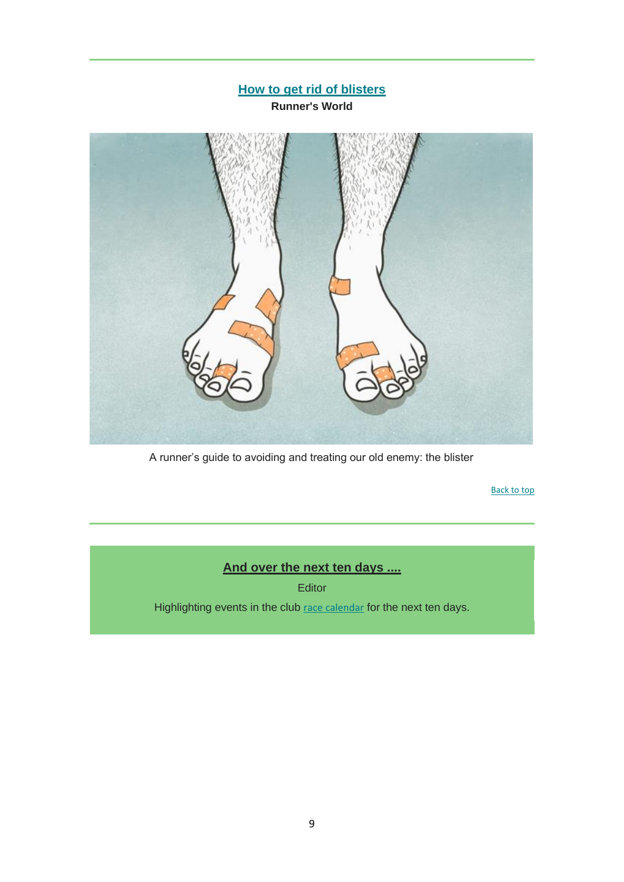## [How to get rid of blisters]

**Runner's World**

A runner’s guide to avoiding and treating our old enemy: the blister

[Back to top]

## And over the next ten days ....

Editor

Highlighting events in the club [race calendar] for the next ten days.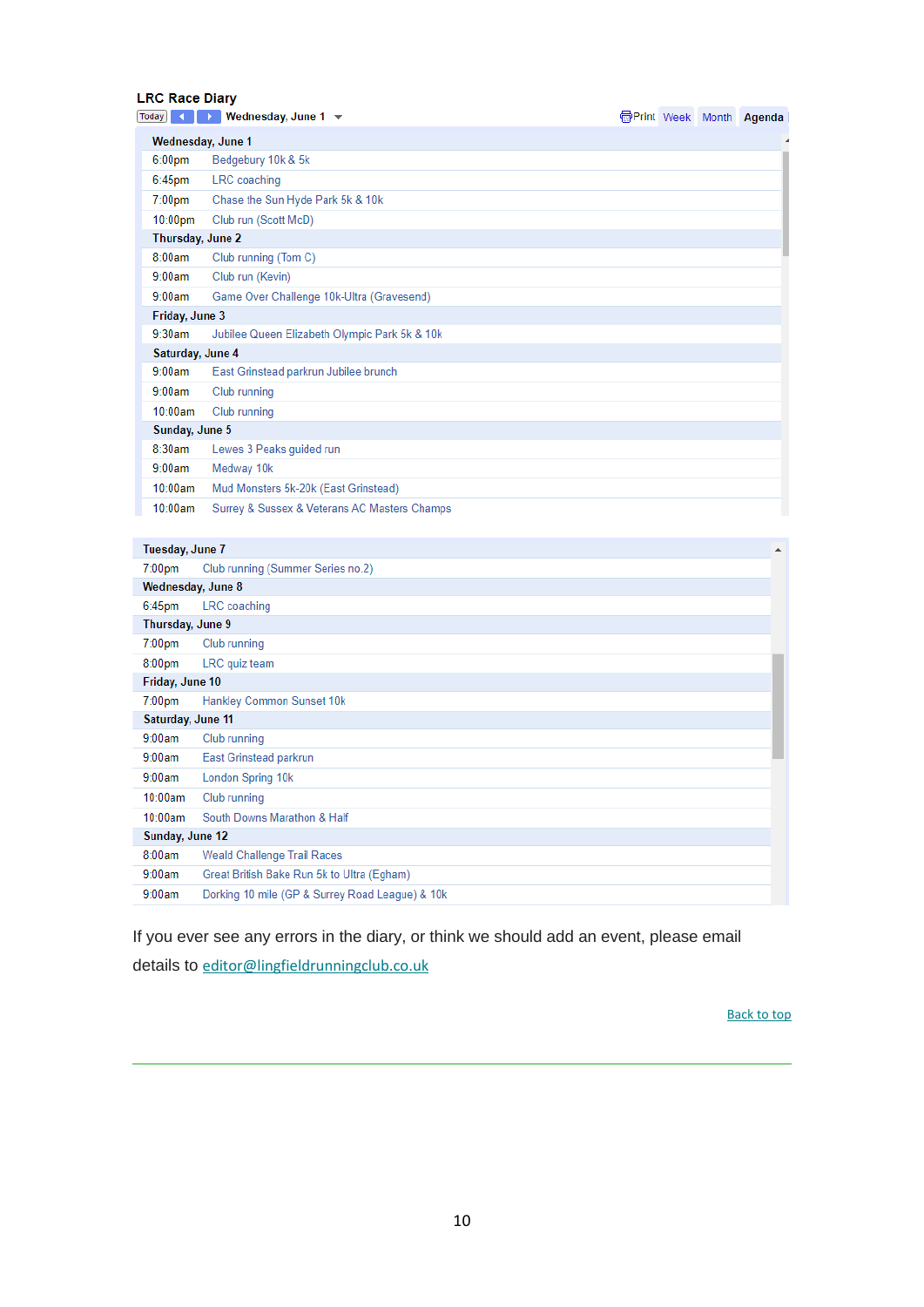## LRC Race Diary

Today | ◀ | ▶ | Wednesday, June 1 ▾ | Print | Week | Month | Agenda

| Time | Event |
|---|---|
| **Wednesday, June 1** | |
| 6:00pm | Bedgebury 10k & 5k |
| 6:45pm | LRC coaching |
| 7:00pm | Chase the Sun Hyde Park 5k & 10k |
| 10:00pm | Club run (Scott McD) |
| **Thursday, June 2** | |
| 8:00am | Club running (Tom C) |
| 9:00am | Club run (Kevin) |
| 9:00am | Game Over Challenge 10k-Ultra (Gravesend) |
| **Friday, June 3** | |
| 9:30am | Jubilee Queen Elizabeth Olympic Park 5k & 10k |
| **Saturday, June 4** | |
| 9:00am | East Grinstead parkrun Jubilee brunch |
| 9:00am | Club running |
| 10:00am | Club running |
| **Sunday, June 5** | |
| 8:30am | Lewes 3 Peaks guided run |
| 9:00am | Medway 10k |
| 10:00am | Mud Monsters 5k-20k (East Grinstead) |
| 10:00am | Surrey & Sussex & Veterans AC Masters Champs |
| **Tuesday, June 7** | |
| 7:00pm | Club running (Summer Series no.2) |
| **Wednesday, June 8** | |
| 6:45pm | LRC coaching |
| **Thursday, June 9** | |
| 7:00pm | Club running |
| 8:00pm | LRC quiz team |
| **Friday, June 10** | |
| 7:00pm | Hankley Common Sunset 10k |
| **Saturday, June 11** | |
| 9:00am | Club running |
| 9:00am | East Grinstead parkrun |
| 9:00am | London Spring 10k |
| 10:00am | Club running |
| 10:00am | South Downs Marathon & Half |
| **Sunday, June 12** | |
| 8:00am | Weald Challenge Trail Races |
| 9:00am | Great British Bake Run 5k to Ultra (Egham) |
| 9:00am | Dorking 10 mile (GP & Surrey Road League) & 10k |

If you ever see any errors in the diary, or think we should add an event, please email details to editor@lingfieldrunningclub.co.uk

Back to top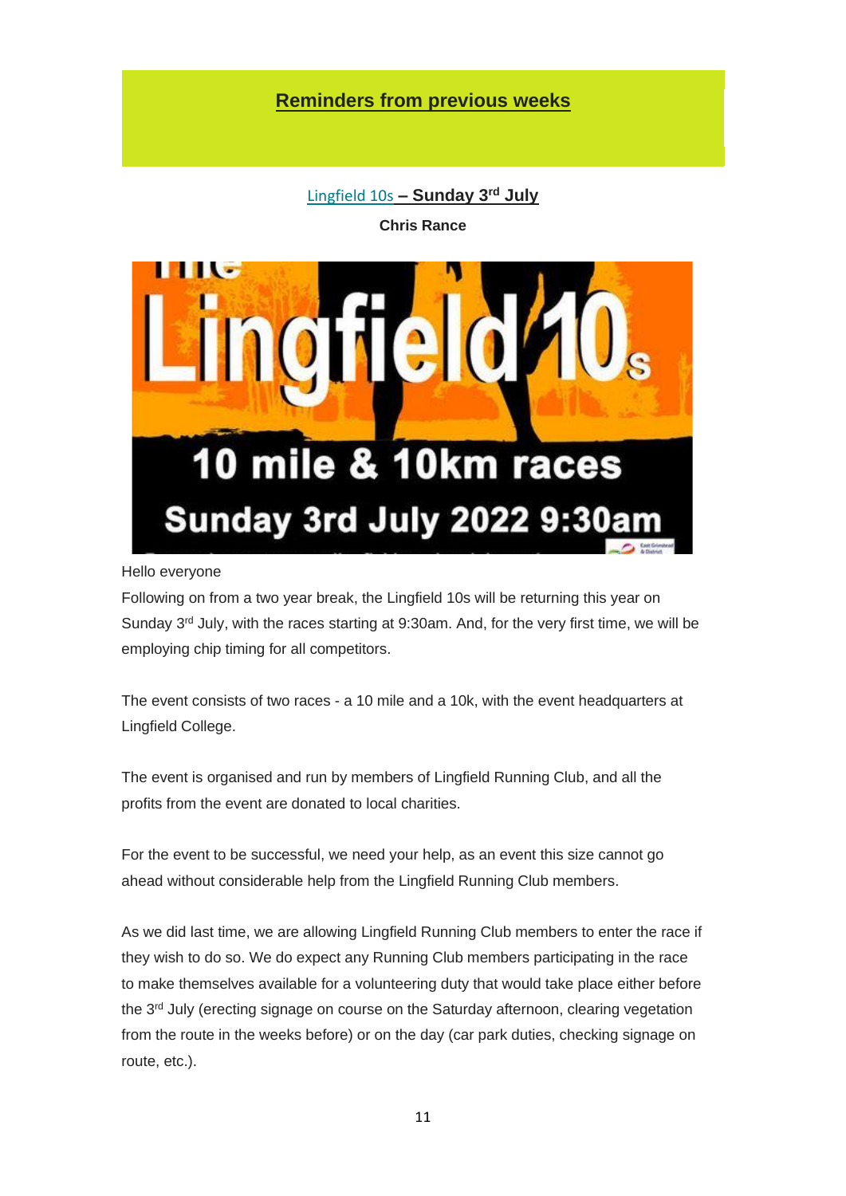## Reminders from previous weeks

### Lingfield 10s – Sunday 3rd July

**Chris Rance**

Hello everyone

Following on from a two year break, the Lingfield 10s will be returning this year on Sunday 3rd July, with the races starting at 9:30am. And, for the very first time, we will be employing chip timing for all competitors.

The event consists of two races - a 10 mile and a 10k, with the event headquarters at Lingfield College.

The event is organised and run by members of Lingfield Running Club, and all the profits from the event are donated to local charities.

For the event to be successful, we need your help, as an event this size cannot go ahead without considerable help from the Lingfield Running Club members.

As we did last time, we are allowing Lingfield Running Club members to enter the race if they wish to do so. We do expect any Running Club members participating in the race to make themselves available for a volunteering duty that would take place either before the 3rd July (erecting signage on course on the Saturday afternoon, clearing vegetation from the route in the weeks before) or on the day (car park duties, checking signage on route, etc.).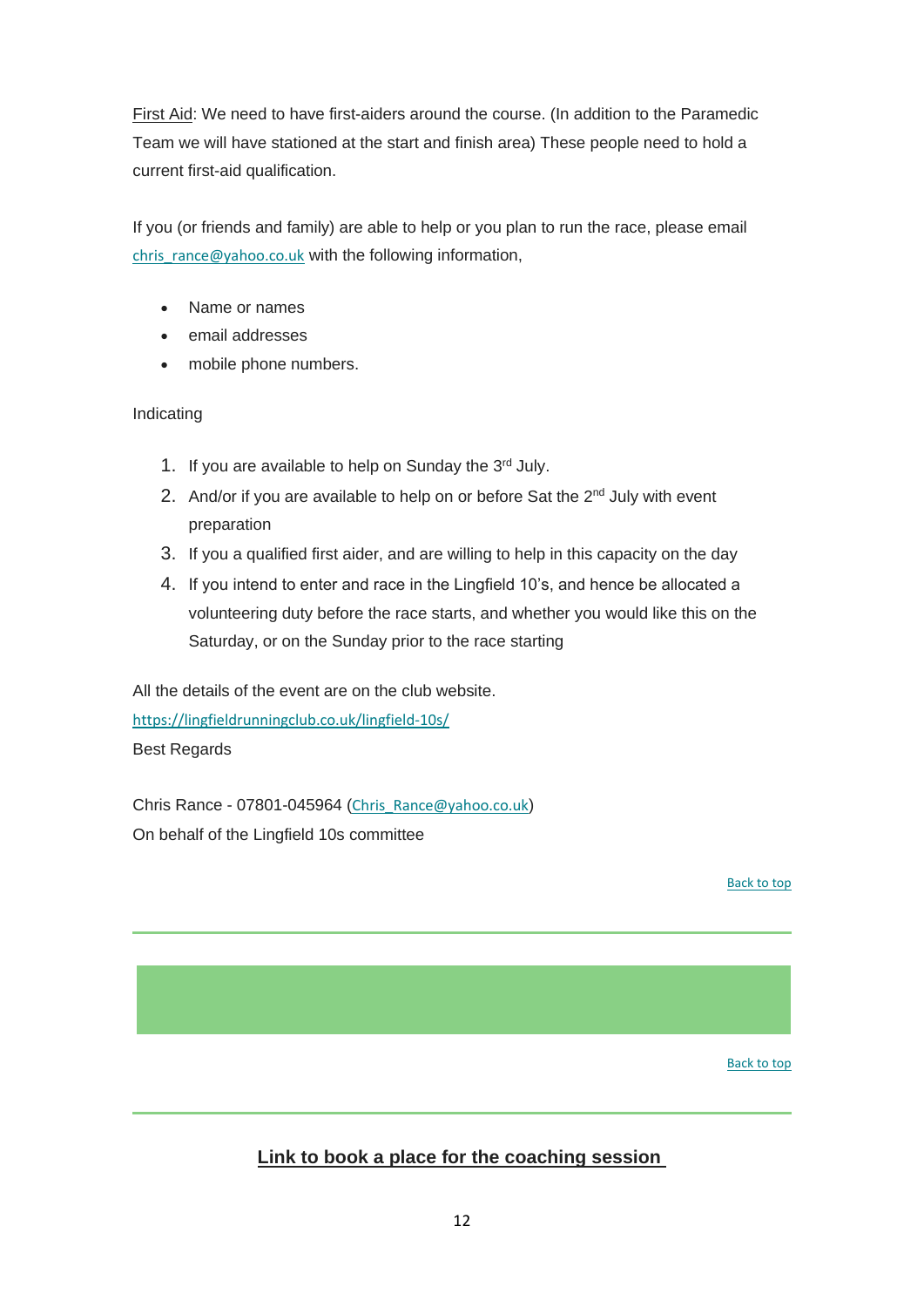First Aid: We need to have first-aiders around the course. (In addition to the Paramedic Team we will have stationed at the start and finish area) These people need to hold a current first-aid qualification.

If you (or friends and family) are able to help or you plan to run the race, please email chris_rance@yahoo.co.uk with the following information,

- Name or names
- email addresses
- mobile phone numbers.

Indicating

1. If you are available to help on Sunday the 3rd July.
2. And/or if you are available to help on or before Sat the 2nd July with event preparation
3. If you a qualified first aider, and are willing to help in this capacity on the day
4. If you intend to enter and race in the Lingfield 10's, and hence be allocated a volunteering duty before the race starts, and whether you would like this on the Saturday, or on the Sunday prior to the race starting

All the details of the event are on the club website.
https://lingfieldrunningclub.co.uk/lingfield-10s/
Best Regards

Chris Rance - 07801-045964 (Chris_Rance@yahoo.co.uk)
On behalf of the Lingfield 10s committee

Back to top

---

Back to top

---

**Link to book a place for the coaching session**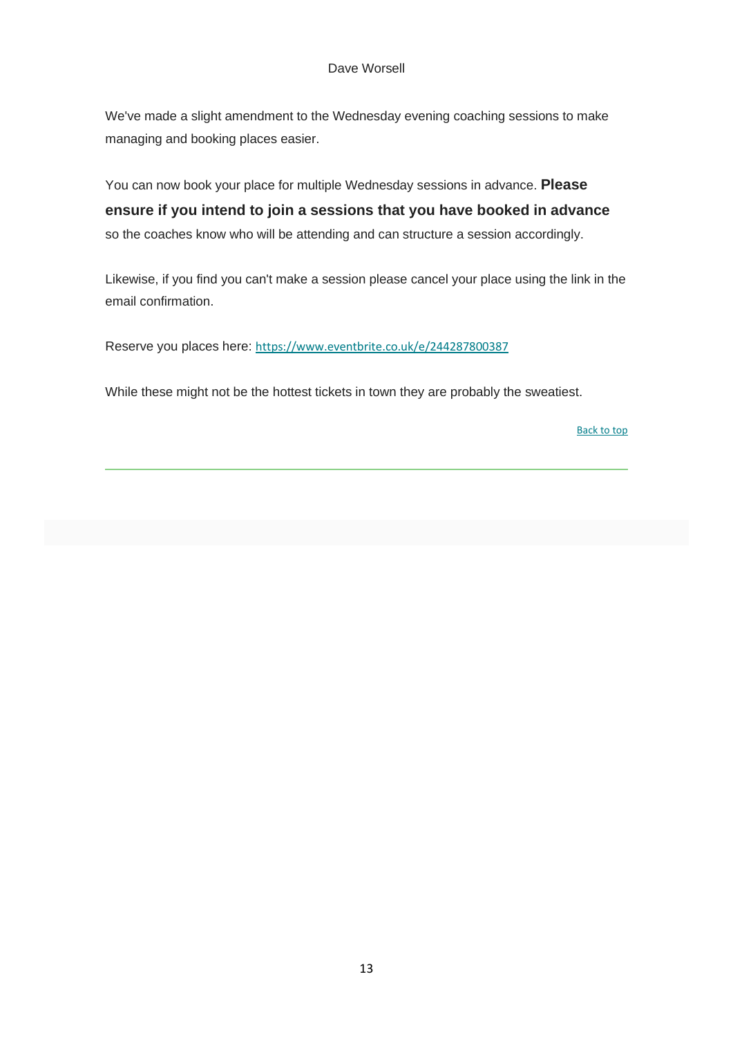Dave Worsell

We've made a slight amendment to the Wednesday evening coaching sessions to make managing and booking places easier.

You can now book your place for multiple Wednesday sessions in advance. **Please ensure if you intend to join a sessions that you have booked in advance** so the coaches know who will be attending and can structure a session accordingly.

Likewise, if you find you can't make a session please cancel your place using the link in the email confirmation.

Reserve you places here: https://www.eventbrite.co.uk/e/244287800387

While these might not be the hottest tickets in town they are probably the sweatiest.

Back to top

---